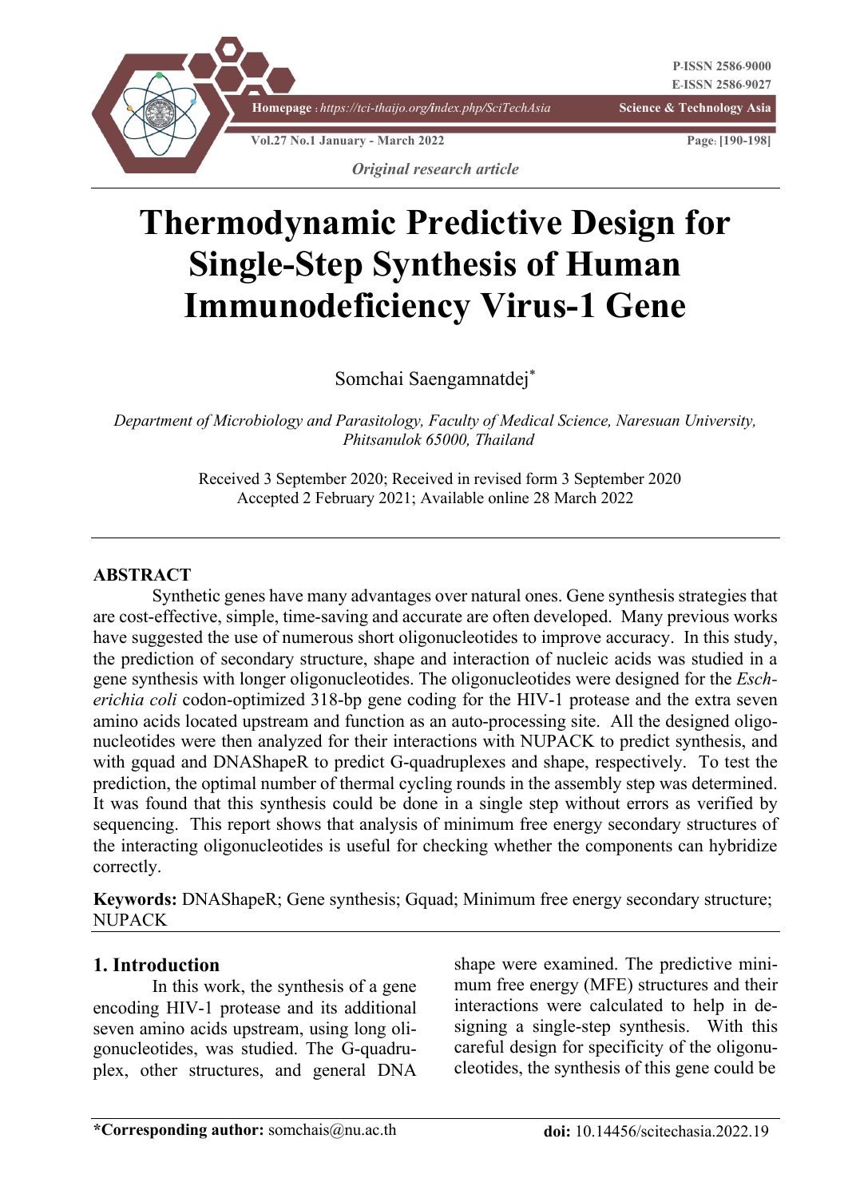Original research article

# Thermodynamic Predictive Design for Single-Step Synthesis of Human Immunodeficiency Virus-1 Gene

Somchai Saengamnatdej*

*Department of Microbiology and Parasitology, Faculty of Medical Science, Naresuan University, Phitsanulok 65000, Thailand*

Received 3 September 2020; Received in revised form 3 September 2020
Accepted 2 February 2021; Available online 28 March 2022

## ABSTRACT

Synthetic genes have many advantages over natural ones. Gene synthesis strategies that are cost-effective, simple, time-saving and accurate are often developed. Many previous works have suggested the use of numerous short oligonucleotides to improve accuracy. In this study, the prediction of secondary structure, shape and interaction of nucleic acids was studied in a gene synthesis with longer oligonucleotides. The oligonucleotides were designed for the *Escherichia coli* codon-optimized 318-bp gene coding for the HIV-1 protease and the extra seven amino acids located upstream and function as an auto-processing site. All the designed oligonucleotides were then analyzed for their interactions with NUPACK to predict synthesis, and with gquad and DNAShapeR to predict G-quadruplexes and shape, respectively. To test the prediction, the optimal number of thermal cycling rounds in the assembly step was determined. It was found that this synthesis could be done in a single step without errors as verified by sequencing. This report shows that analysis of minimum free energy secondary structures of the interacting oligonucleotides is useful for checking whether the components can hybridize correctly.

**Keywords:** DNAShapeR; Gene synthesis; Gquad; Minimum free energy secondary structure; NUPACK

## 1. Introduction

In this work, the synthesis of a gene encoding HIV-1 protease and its additional seven amino acids upstream, using long oligonucleotides, was studied. The G-quadruplex, other structures, and general DNA shape were examined. The predictive minimum free energy (MFE) structures and their interactions were calculated to help in designing a single-step synthesis. With this careful design for specificity of the oligonucleotides, the synthesis of this gene could be

*Corresponding author: somchais@nu.ac.th

doi: 10.14456/scitechasia.2022.19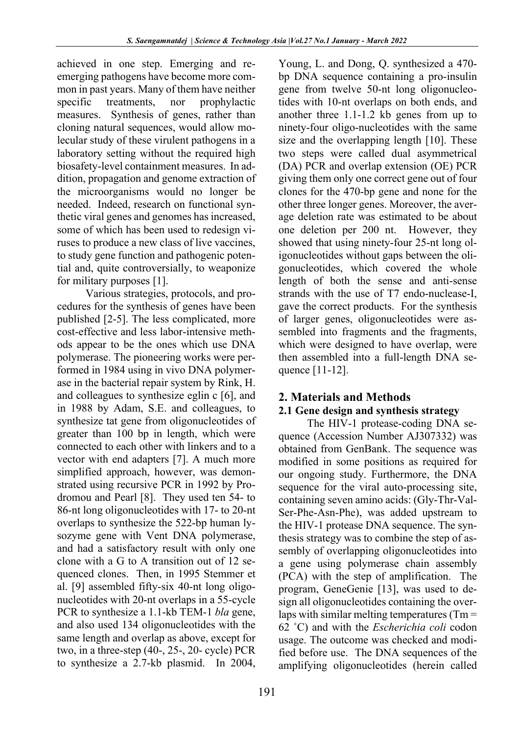achieved in one step. Emerging and re-emerging pathogens have become more common in past years. Many of them have neither specific treatments, nor prophylactic measures. Synthesis of genes, rather than cloning natural sequences, would allow molecular study of these virulent pathogens in a laboratory setting without the required high biosafety-level containment measures. In addition, propagation and genome extraction of the microorganisms would no longer be needed. Indeed, research on functional synthetic viral genes and genomes has increased, some of which has been used to redesign viruses to produce a new class of live vaccines, to study gene function and pathogenic potential and, quite controversially, to weaponize for military purposes [1].

Various strategies, protocols, and procedures for the synthesis of genes have been published [2-5]. The less complicated, more cost-effective and less labor-intensive methods appear to be the ones which use DNA polymerase. The pioneering works were performed in 1984 using in vivo DNA polymerase in the bacterial repair system by Rink, H. and colleagues to synthesize eglin c [6], and in 1988 by Adam, S.E. and colleagues, to synthesize tat gene from oligonucleotides of greater than 100 bp in length, which were connected to each other with linkers and to a vector with end adapters [7]. A much more simplified approach, however, was demonstrated using recursive PCR in 1992 by Prodromou and Pearl [8]. They used ten 54- to 86-nt long oligonucleotides with 17- to 20-nt overlaps to synthesize the 522-bp human lysozyme gene with Vent DNA polymerase, and had a satisfactory result with only one clone with a G to A transition out of 12 sequenced clones. Then, in 1995 Stemmer et al. [9] assembled fifty-six 40-nt long oligonucleotides with 20-nt overlaps in a 55-cycle PCR to synthesize a 1.1-kb TEM-1 *bla* gene, and also used 134 oligonucleotides with the same length and overlap as above, except for two, in a three-step (40-, 25-, 20- cycle) PCR to synthesize a 2.7-kb plasmid. In 2004, Young, L. and Dong, Q. synthesized a 470-bp DNA sequence containing a pro-insulin gene from twelve 50-nt long oligonucleotides with 10-nt overlaps on both ends, and another three 1.1-1.2 kb genes from up to ninety-four oligo-nucleotides with the same size and the overlapping length [10]. These two steps were called dual asymmetrical (DA) PCR and overlap extension (OE) PCR giving them only one correct gene out of four clones for the 470-bp gene and none for the other three longer genes. Moreover, the average deletion rate was estimated to be about one deletion per 200 nt. However, they showed that using ninety-four 25-nt long oligonucleotides without gaps between the oligonucleotides, which covered the whole length of both the sense and anti-sense strands with the use of T7 endo-nuclease-I, gave the correct products. For the synthesis of larger genes, oligonucleotides were assembled into fragments and the fragments, which were designed to have overlap, were then assembled into a full-length DNA sequence [11-12].

## 2. Materials and Methods

### 2.1 Gene design and synthesis strategy

The HIV-1 protease-coding DNA sequence (Accession Number AJ307332) was obtained from GenBank. The sequence was modified in some positions as required for our ongoing study. Furthermore, the DNA sequence for the viral auto-processing site, containing seven amino acids: (Gly-Thr-Val-Ser-Phe-Asn-Phe), was added upstream to the HIV-1 protease DNA sequence. The synthesis strategy was to combine the step of assembly of overlapping oligonucleotides into a gene using polymerase chain assembly (PCA) with the step of amplification. The program, GeneGenie [13], was used to design all oligonucleotides containing the overlaps with similar melting temperatures (Tm = 62 ˚C) and with the *Escherichia coli* codon usage. The outcome was checked and modified before use. The DNA sequences of the amplifying oligonucleotides (herein called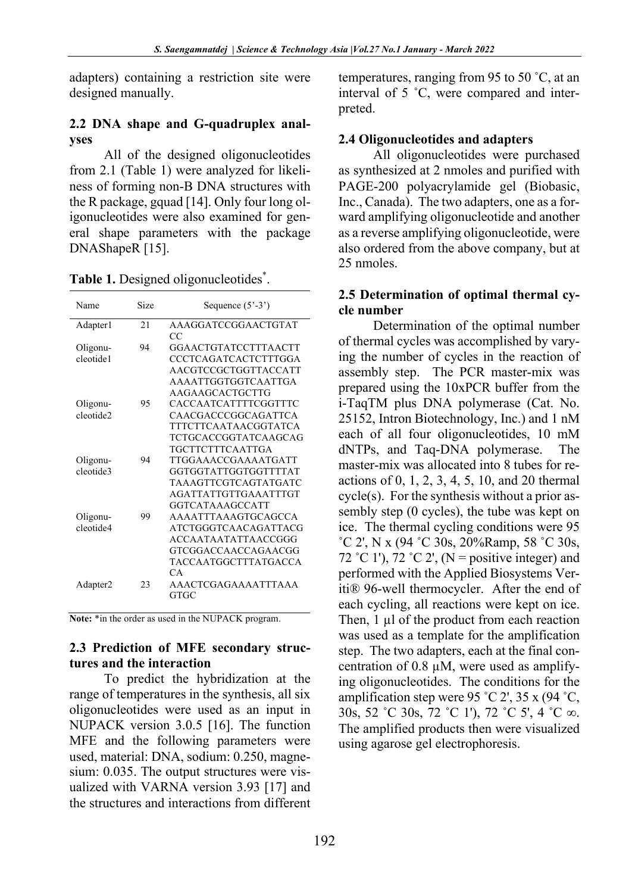adapters) containing a restriction site were designed manually.

### 2.2 DNA shape and G-quadruplex analyses

All of the designed oligonucleotides from 2.1 (Table 1) were analyzed for likeliness of forming non-B DNA structures with the R package, gquad [14]. Only four long oligonucleotides were also examined for general shape parameters with the package DNAShapeR [15].

**Table 1.** Designed oligonucleotides*.

| Name | Size | Sequence (5'-3') |
|---|---|---|
| Adapter1 | 21 | AAAGGATCCGGAACTGTATCC |
| Oligonucleotide1 | 94 | GGAACTGTATCCTTTAACTTCCCTCAGATCACTCTTTGGAAACGTCCGCTGGTTACCATTAAAATTGGTGGTCAATTGAAAGAAGCACTGCTTG |
| Oligonucleotide2 | 95 | CACCAATCATTTTCGGTTTCCAACGACCCGGCAGATTCATTTCTTCAATAACGGTATCATCTGCACCGGTATCAAGCAGTGCTTCTTTCAATTGA |
| Oligonucleotide3 | 94 | TTGGAAACCGAAAATGATTGGTGGTATTGGTGGTTTTATTAAAGTTCGTCAGTATGATCAGATTATTGTTGAAATTTGTGGTCATAAAGCCATT |
| Oligonucleotide4 | 99 | AAAATTTAAAGTGCAGCCAATCTGGGTCAACAGATTACGACCAATAATATTAACCGGGGTCGGACCAACCAGAACGGTACCAATGGCTTTATGACCACA |
| Adapter2 | 23 | AAACTCGAGAAAATTTAAAGTGC |

**Note:** *in the order as used in the NUPACK program.

### 2.3 Prediction of MFE secondary structures and the interaction

To predict the hybridization at the range of temperatures in the synthesis, all six oligonucleotides were used as an input in NUPACK version 3.0.5 [16]. The function MFE and the following parameters were used, material: DNA, sodium: 0.250, magnesium: 0.035. The output structures were visualized with VARNA version 3.93 [17] and the structures and interactions from different temperatures, ranging from 95 to 50 ˚C, at an interval of 5 ˚C, were compared and interpreted.

### 2.4 Oligonucleotides and adapters

All oligonucleotides were purchased as synthesized at 2 nmoles and purified with PAGE-200 polyacrylamide gel (Biobasic, Inc., Canada). The two adapters, one as a forward amplifying oligonucleotide and another as a reverse amplifying oligonucleotide, were also ordered from the above company, but at 25 nmoles.

### 2.5 Determination of optimal thermal cycle number

Determination of the optimal number of thermal cycles was accomplished by varying the number of cycles in the reaction of assembly step. The PCR master-mix was prepared using the 10xPCR buffer from the i-TaqTM plus DNA polymerase (Cat. No. 25152, Intron Biotechnology, Inc.) and 1 nM each of all four oligonucleotides, 10 mM dNTPs, and Taq-DNA polymerase. The master-mix was allocated into 8 tubes for reactions of 0, 1, 2, 3, 4, 5, 10, and 20 thermal cycle(s). For the synthesis without a prior assembly step (0 cycles), the tube was kept on ice. The thermal cycling conditions were 95 ˚C 2', N x (94 ˚C 30s, 20%Ramp, 58 ˚C 30s, 72 ˚C 1'), 72 ˚C 2', (N = positive integer) and performed with the Applied Biosystems Veriti® 96-well thermocycler. After the end of each cycling, all reactions were kept on ice. Then, 1 µl of the product from each reaction was used as a template for the amplification step. The two adapters, each at the final concentration of 0.8 µM, were used as amplifying oligonucleotides. The conditions for the amplification step were 95 ˚C 2', 35 x (94 ˚C, 30s, 52 ˚C 30s, 72 ˚C 1'), 72 ˚C 5', 4 ˚C ∞. The amplified products then were visualized using agarose gel electrophoresis.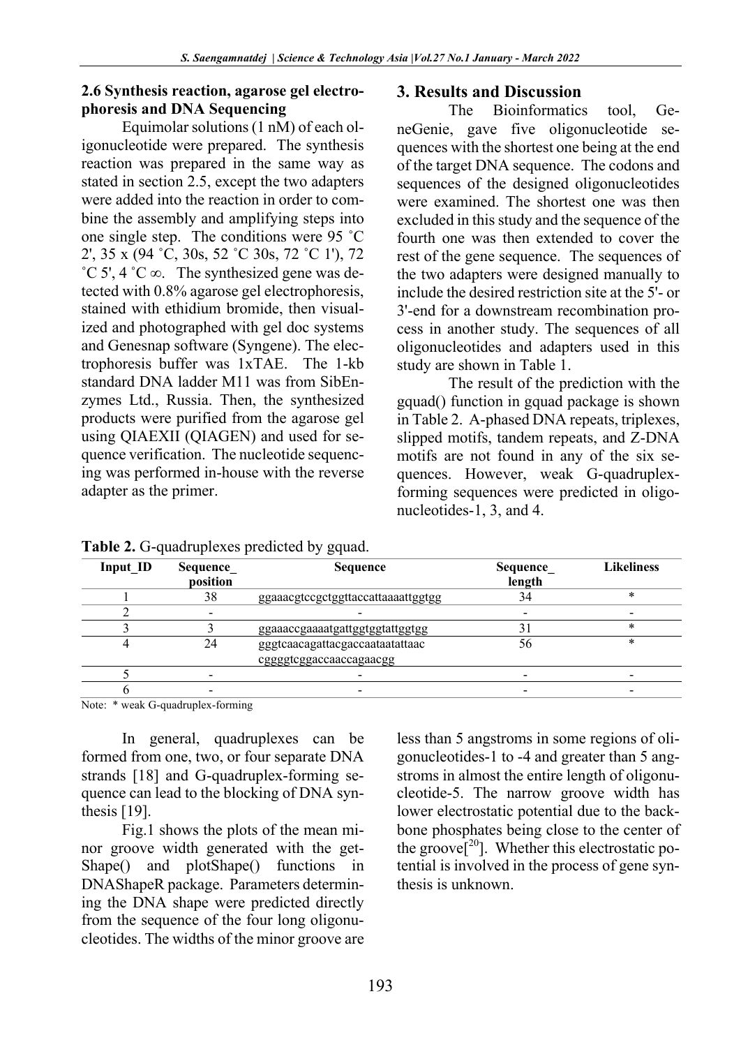### 2.6 Synthesis reaction, agarose gel electrophoresis and DNA Sequencing

Equimolar solutions (1 nM) of each oligonucleotide were prepared. The synthesis reaction was prepared in the same way as stated in section 2.5, except the two adapters were added into the reaction in order to combine the assembly and amplifying steps into one single step. The conditions were 95 ˚C 2', 35 x (94 ˚C, 30s, 52 ˚C 30s, 72 ˚C 1'), 72 ˚C 5', 4 ˚C ∞. The synthesized gene was detected with 0.8% agarose gel electrophoresis, stained with ethidium bromide, then visualized and photographed with gel doc systems and Genesnap software (Syngene). The electrophoresis buffer was 1xTAE. The 1-kb standard DNA ladder M11 was from SibEnzymes Ltd., Russia. Then, the synthesized products were purified from the agarose gel using QIAEXII (QIAGEN) and used for sequence verification. The nucleotide sequencing was performed in-house with the reverse adapter as the primer.

## 3. Results and Discussion

The Bioinformatics tool, GeneGenie, gave five oligonucleotide sequences with the shortest one being at the end of the target DNA sequence. The codons and sequences of the designed oligonucleotides were examined. The shortest one was then excluded in this study and the sequence of the fourth one was then extended to cover the rest of the gene sequence. The sequences of the two adapters were designed manually to include the desired restriction site at the 5'- or 3'-end for a downstream recombination process in another study. The sequences of all oligonucleotides and adapters used in this study are shown in Table 1.

The result of the prediction with the gquad() function in gquad package is shown in Table 2. A-phased DNA repeats, triplexes, slipped motifs, tandem repeats, and Z-DNA motifs are not found in any of the six sequences. However, weak G-quadruplex-forming sequences were predicted in oligonucleotides-1, 3, and 4.

**Table 2.** G-quadruplexes predicted by gquad.

| Input_ID | Sequence_ position | Sequence | Sequence_ length | Likeliness |
|---|---|---|---|---|
| 1 | 38 | ggaaacgtccgctggttaccattaaaattggtgg | 34 | * |
| 2 | - | - | - | - |
| 3 | 3 | ggaaaccgaaaatgattggtggtattggtgg | 31 | * |
| 4 | 24 | gggtcaacagattacgaccaataatattaac cggggtcggaccaaccagaacgg | 56 | * |
| 5 | - | - | - | - |
| 6 | - | - | - | - |

Note: * weak G-quadruplex-forming

In general, quadruplexes can be formed from one, two, or four separate DNA strands [18] and G-quadruplex-forming sequence can lead to the blocking of DNA synthesis [19].

Fig.1 shows the plots of the mean minor groove width generated with the getShape() and plotShape() functions in DNAShapeR package. Parameters determining the DNA shape were predicted directly from the sequence of the four long oligonucleotides. The widths of the minor groove are less than 5 angstroms in some regions of oligonucleotides-1 to -4 and greater than 5 angstroms in almost the entire length of oligonucleotide-5. The narrow groove width has lower electrostatic potential due to the backbone phosphates being close to the center of the groove[20]. Whether this electrostatic potential is involved in the process of gene synthesis is unknown.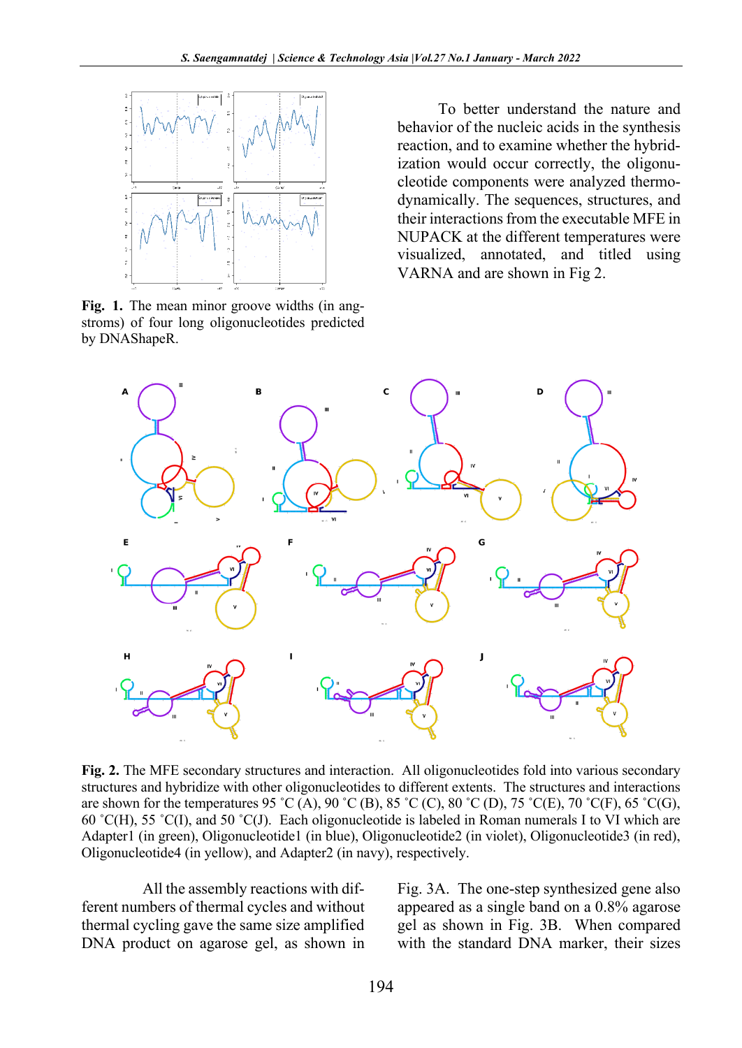**Fig. 1.** The mean minor groove widths (in angstroms) of four long oligonucleotides predicted by DNAShapeR.

To better understand the nature and behavior of the nucleic acids in the synthesis reaction, and to examine whether the hybridization would occur correctly, the oligonucleotide components were analyzed thermodynamically. The sequences, structures, and their interactions from the executable MFE in NUPACK at the different temperatures were visualized, annotated, and titled using VARNA and are shown in Fig 2.

**Fig. 2.** The MFE secondary structures and interaction. All oligonucleotides fold into various secondary structures and hybridize with other oligonucleotides to different extents. The structures and interactions are shown for the temperatures 95 ˚C (A), 90 ˚C (B), 85 ˚C (C), 80 ˚C (D), 75 ˚C(E), 70 ˚C(F), 65 ˚C(G), 60 ˚C(H), 55 ˚C(I), and 50 ˚C(J). Each oligonucleotide is labeled in Roman numerals I to VI which are Adapter1 (in green), Oligonucleotide1 (in blue), Oligonucleotide2 (in violet), Oligonucleotide3 (in red), Oligonucleotide4 (in yellow), and Adapter2 (in navy), respectively.

All the assembly reactions with different numbers of thermal cycles and without thermal cycling gave the same size amplified DNA product on agarose gel, as shown in Fig. 3A. The one-step synthesized gene also appeared as a single band on a 0.8% agarose gel as shown in Fig. 3B. When compared with the standard DNA marker, their sizes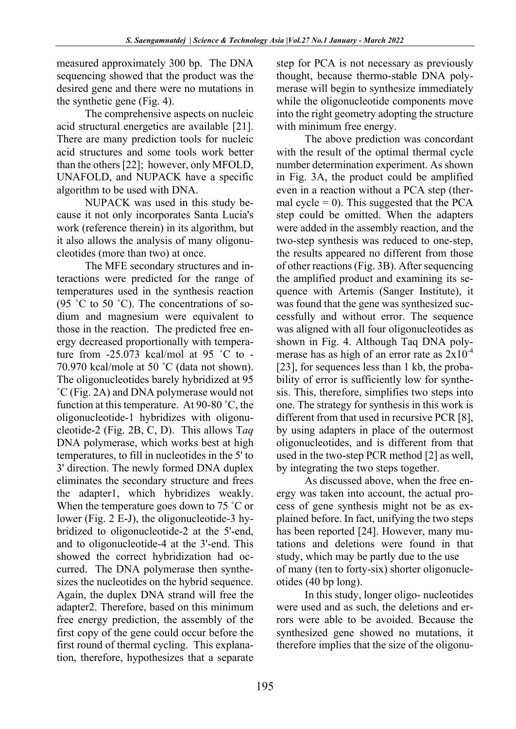measured approximately 300 bp. The DNA sequencing showed that the product was the desired gene and there were no mutations in the synthetic gene (Fig. 4).

The comprehensive aspects on nucleic acid structural energetics are available [21]. There are many prediction tools for nucleic acid structures and some tools work better than the others [22]; however, only MFOLD, UNAFOLD, and NUPACK have a specific algorithm to be used with DNA.

NUPACK was used in this study because it not only incorporates Santa Lucia's work (reference therein) in its algorithm, but it also allows the analysis of many oligonucleotides (more than two) at once.

The MFE secondary structures and interactions were predicted for the range of temperatures used in the synthesis reaction (95 ˚C to 50 ˚C). The concentrations of sodium and magnesium were equivalent to those in the reaction. The predicted free energy decreased proportionally with temperature from -25.073 kcal/mol at 95 ˚C to -70.970 kcal/mole at 50 ˚C (data not shown). The oligonucleotides barely hybridized at 95 ˚C (Fig. 2A) and DNA polymerase would not function at this temperature. At 90-80 ˚C, the oligonucleotide-1 hybridizes with oligonucleotide-2 (Fig. 2B, C, D). This allows T*aq* DNA polymerase, which works best at high temperatures, to fill in nucleotides in the 5' to 3' direction. The newly formed DNA duplex eliminates the secondary structure and frees the adapter1, which hybridizes weakly. When the temperature goes down to 75 ˚C or lower (Fig. 2 E-J), the oligonucleotide-3 hybridized to oligonucleotide-2 at the 5'-end, and to oligonucleotide-4 at the 3'-end. This showed the correct hybridization had occurred. The DNA polymerase then synthesizes the nucleotides on the hybrid sequence. Again, the duplex DNA strand will free the adapter2. Therefore, based on this minimum free energy prediction, the assembly of the first copy of the gene could occur before the first round of thermal cycling. This explanation, therefore, hypothesizes that a separate step for PCA is not necessary as previously thought, because thermo-stable DNA polymerase will begin to synthesize immediately while the oligonucleotide components move into the right geometry adopting the structure with minimum free energy.

The above prediction was concordant with the result of the optimal thermal cycle number determination experiment. As shown in Fig. 3A, the product could be amplified even in a reaction without a PCA step (thermal cycle = 0). This suggested that the PCA step could be omitted. When the adapters were added in the assembly reaction, and the two-step synthesis was reduced to one-step, the results appeared no different from those of other reactions (Fig. 3B). After sequencing the amplified product and examining its sequence with Artemis (Sanger Institute), it was found that the gene was synthesized successfully and without error. The sequence was aligned with all four oligonucleotides as shown in Fig. 4. Although Taq DNA polymerase has as high of an error rate as $2x10^{-4}$ [23], for sequences less than 1 kb, the probability of error is sufficiently low for synthesis. This, therefore, simplifies two steps into one. The strategy for synthesis in this work is different from that used in recursive PCR [8], by using adapters in place of the outermost oligonucleotides, and is different from that used in the two-step PCR method [2] as well, by integrating the two steps together.

As discussed above, when the free energy was taken into account, the actual process of gene synthesis might not be as explained before. In fact, unifying the two steps has been reported [24]. However, many mutations and deletions were found in that study, which may be partly due to the use of many (ten to forty-six) shorter oligonucleotides (40 bp long).

In this study, longer oligo- nucleotides were used and as such, the deletions and errors were able to be avoided. Because the synthesized gene showed no mutations, it therefore implies that the size of the oligonu-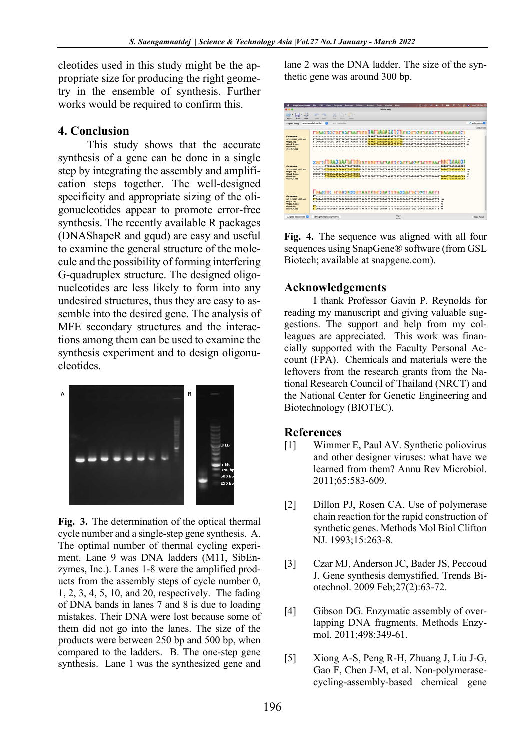cleotides used in this study might be the appropriate size for producing the right geometry in the ensemble of synthesis. Further works would be required to confirm this.

## 4. Conclusion

This study shows that the accurate synthesis of a gene can be done in a single step by integrating the assembly and amplification steps together. The well-designed specificity and appropriate sizing of the oligonucleotides appear to promote error-free synthesis. The recently available R packages (DNAShapeR and gqud) are easy and useful to examine the general structure of the molecule and the possibility of forming interfering G-quadruplex structure. The designed oligonucleotides are less likely to form into any undesired structures, thus they are easy to assemble into the desired gene. The analysis of MFE secondary structures and the interactions among them can be used to examine the synthesis experiment and to design oligonucleotides.

**Fig. 3.** The determination of the optical thermal cycle number and a single-step gene synthesis. A. The optimal number of thermal cycling experiment. Lane 9 was DNA ladders (M11, SibEnzymes, Inc.). Lanes 1-8 were the amplified products from the assembly steps of cycle number 0, 1, 2, 3, 4, 5, 10, and 20, respectively. The fading of DNA bands in lanes 7 and 8 is due to loading mistakes. Their DNA were lost because some of them did not go into the lanes. The size of the products were between 250 bp and 500 bp, when compared to the ladders. B. The one-step gene synthesis. Lane 1 was the synthesized gene and lane 2 was the DNA ladder. The size of the synthetic gene was around 300 bp.

**Fig. 4.** The sequence was aligned with all four sequences using SnapGene® software (from GSL Biotech; available at snapgene.com).

## Acknowledgements

I thank Professor Gavin P. Reynolds for reading my manuscript and giving valuable suggestions. The support and help from my colleagues are appreciated. This work was financially supported with the Faculty Personal Account (FPA). Chemicals and materials were the leftovers from the research grants from the National Research Council of Thailand (NRCT) and the National Center for Genetic Engineering and Biotechnology (BIOTEC).

## References

[1] Wimmer E, Paul AV. Synthetic poliovirus and other designer viruses: what have we learned from them? Annu Rev Microbiol. 2011;65:583-609.

[2] Dillon PJ, Rosen CA. Use of polymerase chain reaction for the rapid construction of synthetic genes. Methods Mol Biol Clifton NJ. 1993;15:263-8.

[3] Czar MJ, Anderson JC, Bader JS, Peccoud J. Gene synthesis demystified. Trends Biotechnol. 2009 Feb;27(2):63-72.

[4] Gibson DG. Enzymatic assembly of overlapping DNA fragments. Methods Enzymol. 2011;498:349-61.

[5] Xiong A-S, Peng R-H, Zhuang J, Liu J-G, Gao F, Chen J-M, et al. Non-polymerase-cycling-assembly-based chemical gene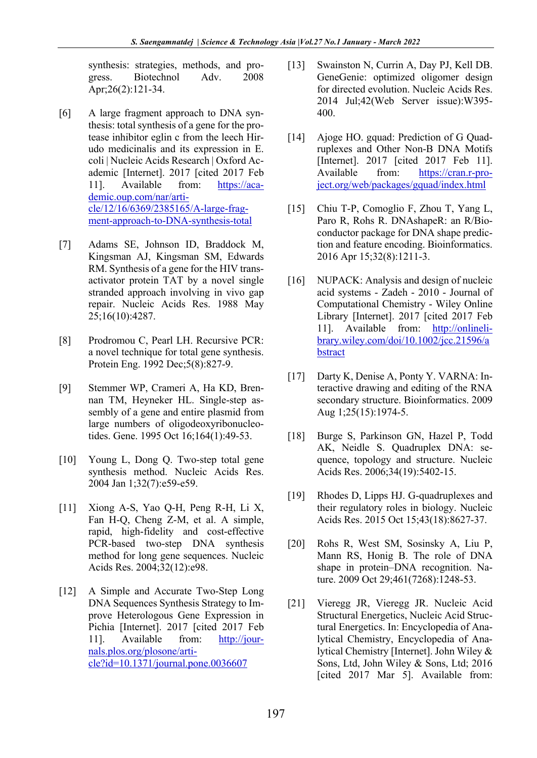synthesis: strategies, methods, and progress. Biotechnol Adv. 2008 Apr;26(2):121-34.

[6] A large fragment approach to DNA synthesis: total synthesis of a gene for the protease inhibitor eglin c from the leech Hirudo medicinalis and its expression in E. coli | Nucleic Acids Research | Oxford Academic [Internet]. 2017 [cited 2017 Feb 11]. Available from: https://academic.oup.com/nar/article/12/16/6369/2385165/A-large-fragment-approach-to-DNA-synthesis-total

[7] Adams SE, Johnson ID, Braddock M, Kingsman AJ, Kingsman SM, Edwards RM. Synthesis of a gene for the HIV transactivator protein TAT by a novel single stranded approach involving in vivo gap repair. Nucleic Acids Res. 1988 May 25;16(10):4287.

[8] Prodromou C, Pearl LH. Recursive PCR: a novel technique for total gene synthesis. Protein Eng. 1992 Dec;5(8):827-9.

[9] Stemmer WP, Crameri A, Ha KD, Brennan TM, Heyneker HL. Single-step assembly of a gene and entire plasmid from large numbers of oligodeoxyribonucleotides. Gene. 1995 Oct 16;164(1):49-53.

[10] Young L, Dong Q. Two-step total gene synthesis method. Nucleic Acids Res. 2004 Jan 1;32(7):e59-e59.

[11] Xiong A-S, Yao Q-H, Peng R-H, Li X, Fan H-Q, Cheng Z-M, et al. A simple, rapid, high-fidelity and cost-effective PCR-based two-step DNA synthesis method for long gene sequences. Nucleic Acids Res. 2004;32(12):e98.

[12] A Simple and Accurate Two-Step Long DNA Sequences Synthesis Strategy to Improve Heterologous Gene Expression in Pichia [Internet]. 2017 [cited 2017 Feb 11]. Available from: http://journals.plos.org/plosone/article?id=10.1371/journal.pone.0036607

[13] Swainston N, Currin A, Day PJ, Kell DB. GeneGenie: optimized oligomer design for directed evolution. Nucleic Acids Res. 2014 Jul;42(Web Server issue):W395-400.

[14] Ajoge HO. gquad: Prediction of G Quadruplexes and Other Non-B DNA Motifs [Internet]. 2017 [cited 2017 Feb 11]. Available from: https://cran.r-project.org/web/packages/gquad/index.html

[15] Chiu T-P, Comoglio F, Zhou T, Yang L, Paro R, Rohs R. DNAshapeR: an R/Bioconductor package for DNA shape prediction and feature encoding. Bioinformatics. 2016 Apr 15;32(8):1211-3.

[16] NUPACK: Analysis and design of nucleic acid systems - Zadeh - 2010 - Journal of Computational Chemistry - Wiley Online Library [Internet]. 2017 [cited 2017 Feb 11]. Available from: http://onlinelibrary.wiley.com/doi/10.1002/jcc.21596/abstract

[17] Darty K, Denise A, Ponty Y. VARNA: Interactive drawing and editing of the RNA secondary structure. Bioinformatics. 2009 Aug 1;25(15):1974-5.

[18] Burge S, Parkinson GN, Hazel P, Todd AK, Neidle S. Quadruplex DNA: sequence, topology and structure. Nucleic Acids Res. 2006;34(19):5402-15.

[19] Rhodes D, Lipps HJ. G-quadruplexes and their regulatory roles in biology. Nucleic Acids Res. 2015 Oct 15;43(18):8627-37.

[20] Rohs R, West SM, Sosinsky A, Liu P, Mann RS, Honig B. The role of DNA shape in protein–DNA recognition. Nature. 2009 Oct 29;461(7268):1248-53.

[21] Vieregg JR, Vieregg JR. Nucleic Acid Structural Energetics, Nucleic Acid Structural Energetics. In: Encyclopedia of Analytical Chemistry, Encyclopedia of Analytical Chemistry [Internet]. John Wiley & Sons, Ltd, John Wiley & Sons, Ltd; 2016 [cited 2017 Mar 5]. Available from: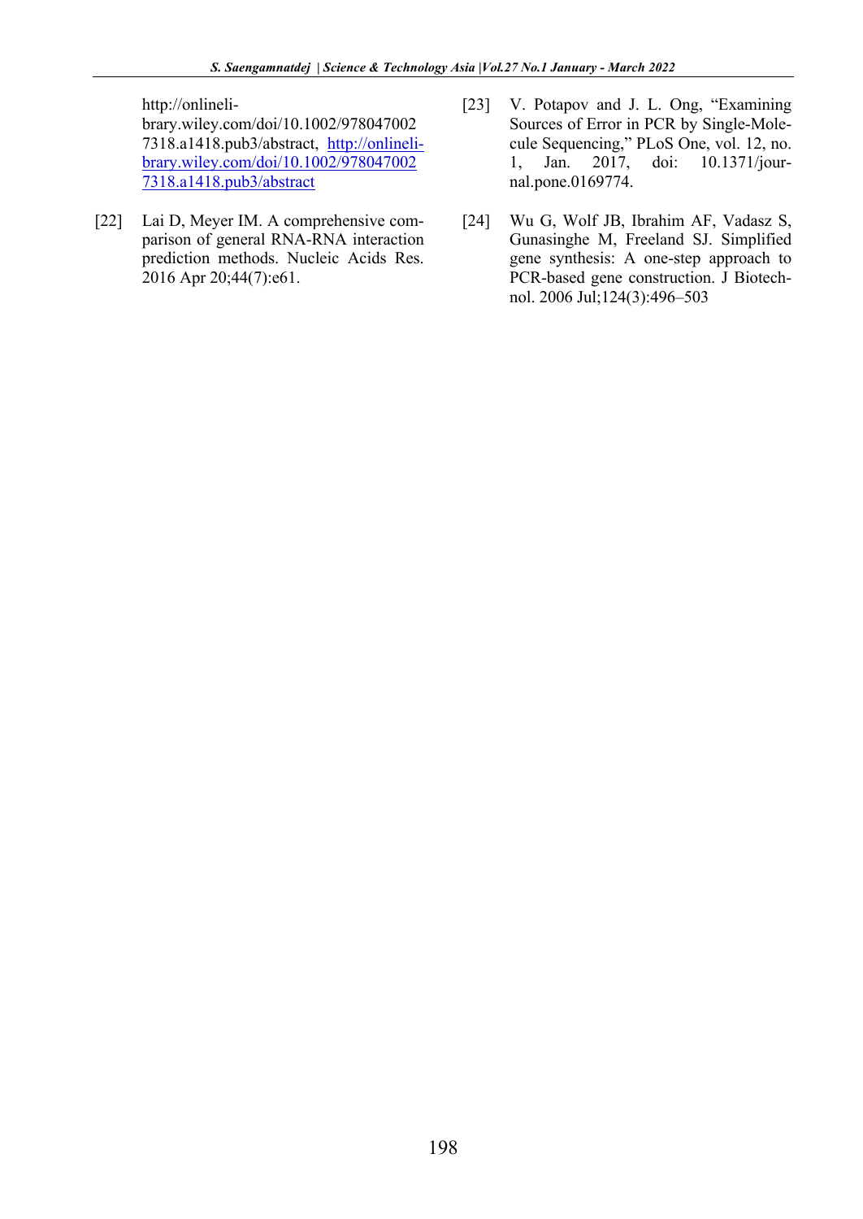http://onlinelibrary.wiley.com/doi/10.1002/9780470027318.a1418.pub3/abstract, http://onlinelibrary.wiley.com/doi/10.1002/9780470027318.a1418.pub3/abstract

[22] Lai D, Meyer IM. A comprehensive comparison of general RNA-RNA interaction prediction methods. Nucleic Acids Res. 2016 Apr 20;44(7):e61.

[23] V. Potapov and J. L. Ong, "Examining Sources of Error in PCR by Single-Molecule Sequencing," PLoS One, vol. 12, no. 1, Jan. 2017, doi: 10.1371/journal.pone.0169774.

[24] Wu G, Wolf JB, Ibrahim AF, Vadasz S, Gunasinghe M, Freeland SJ. Simplified gene synthesis: A one-step approach to PCR-based gene construction. J Biotechnol. 2006 Jul;124(3):496–503